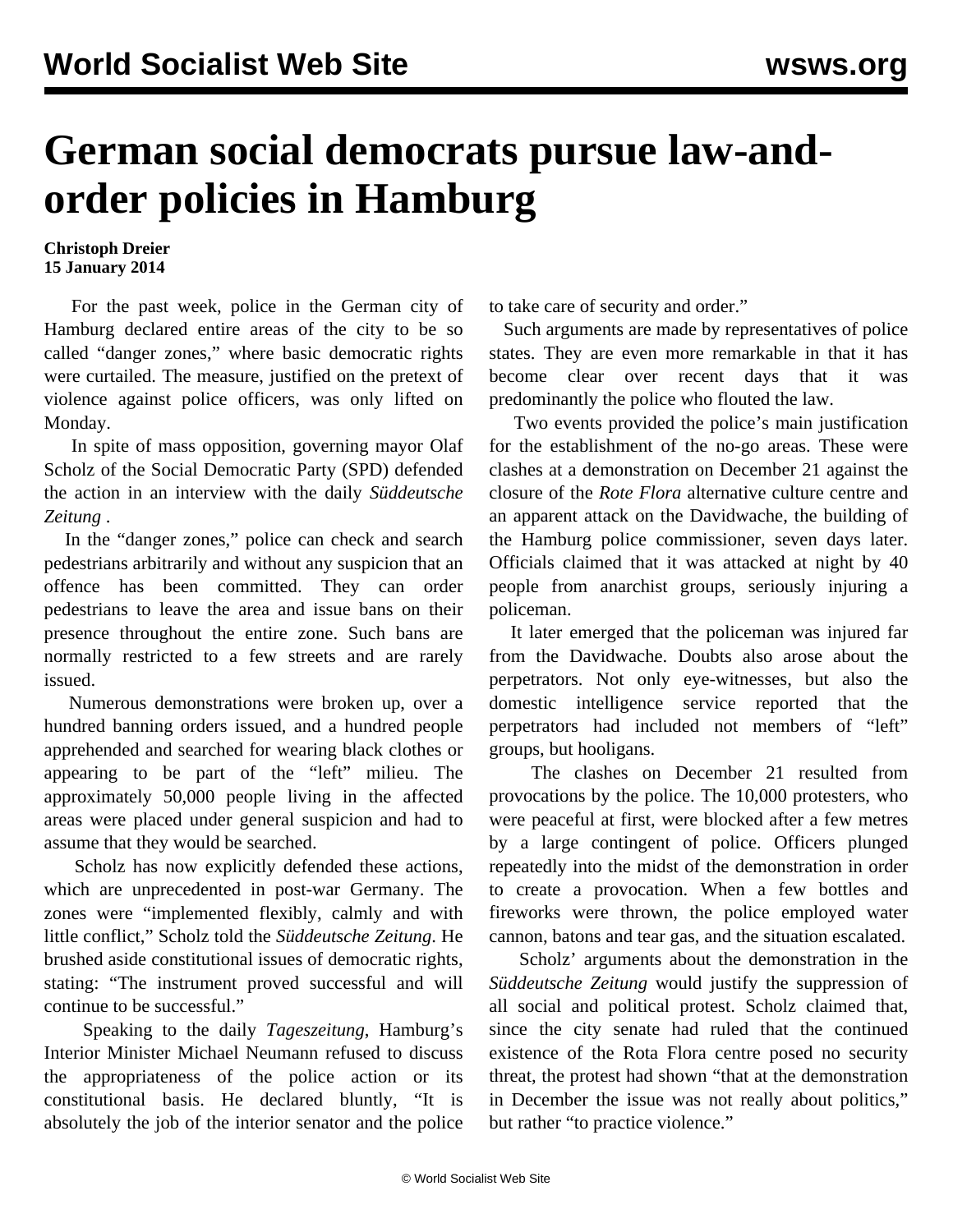# German social democrats pursue law-and-order policies in Hamburg

**Christoph Dreier**
**15 January 2014**

For the past week, police in the German city of Hamburg declared entire areas of the city to be so called "danger zones," where basic democratic rights were curtailed. The measure, justified on the pretext of violence against police officers, was only lifted on Monday.

In spite of mass opposition, governing mayor Olaf Scholz of the Social Democratic Party (SPD) defended the action in an interview with the daily *Süddeutsche Zeitung* .

In the "danger zones," police can check and search pedestrians arbitrarily and without any suspicion that an offence has been committed. They can order pedestrians to leave the area and issue bans on their presence throughout the entire zone. Such bans are normally restricted to a few streets and are rarely issued.

Numerous demonstrations were broken up, over a hundred banning orders issued, and a hundred people apprehended and searched for wearing black clothes or appearing to be part of the "left" milieu. The approximately 50,000 people living in the affected areas were placed under general suspicion and had to assume that they would be searched.

Scholz has now explicitly defended these actions, which are unprecedented in post-war Germany. The zones were "implemented flexibly, calmly and with little conflict," Scholz told the *Süddeutsche Zeitung*. He brushed aside constitutional issues of democratic rights, stating: "The instrument proved successful and will continue to be successful."

Speaking to the daily *Tageszeitung*, Hamburg's Interior Minister Michael Neumann refused to discuss the appropriateness of the police action or its constitutional basis. He declared bluntly, "It is absolutely the job of the interior senator and the police to take care of security and order."

Such arguments are made by representatives of police states. They are even more remarkable in that it has become clear over recent days that it was predominantly the police who flouted the law.

Two events provided the police's main justification for the establishment of the no-go areas. These were clashes at a demonstration on December 21 against the closure of the *Rote Flora* alternative culture centre and an apparent attack on the Davidwache, the building of the Hamburg police commissioner, seven days later. Officials claimed that it was attacked at night by 40 people from anarchist groups, seriously injuring a policeman.

It later emerged that the policeman was injured far from the Davidwache. Doubts also arose about the perpetrators. Not only eye-witnesses, but also the domestic intelligence service reported that the perpetrators had included not members of "left" groups, but hooligans.

The clashes on December 21 resulted from provocations by the police. The 10,000 protesters, who were peaceful at first, were blocked after a few metres by a large contingent of police. Officers plunged repeatedly into the midst of the demonstration in order to create a provocation. When a few bottles and fireworks were thrown, the police employed water cannon, batons and tear gas, and the situation escalated.

Scholz' arguments about the demonstration in the *Süddeutsche Zeitung* would justify the suppression of all social and political protest. Scholz claimed that, since the city senate had ruled that the continued existence of the Rota Flora centre posed no security threat, the protest had shown "that at the demonstration in December the issue was not really about politics," but rather "to practice violence."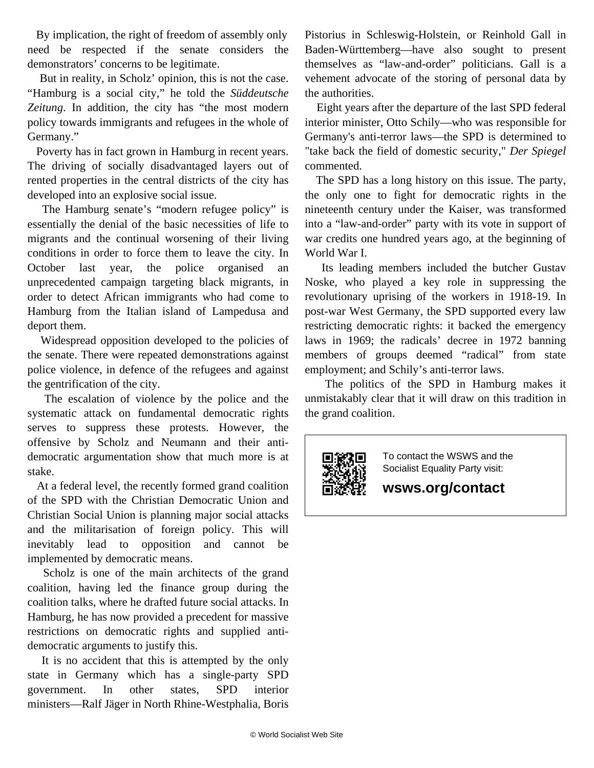By implication, the right of freedom of assembly only need be respected if the senate considers the demonstrators' concerns to be legitimate.

But in reality, in Scholz' opinion, this is not the case. "Hamburg is a social city," he told the *Süddeutsche Zeitung*. In addition, the city has "the most modern policy towards immigrants and refugees in the whole of Germany."

Poverty has in fact grown in Hamburg in recent years. The driving of socially disadvantaged layers out of rented properties in the central districts of the city has developed into an explosive social issue.

The Hamburg senate's "modern refugee policy" is essentially the denial of the basic necessities of life to migrants and the continual worsening of their living conditions in order to force them to leave the city. In October last year, the police organised an unprecedented campaign targeting black migrants, in order to detect African immigrants who had come to Hamburg from the Italian island of Lampedusa and deport them.

Widespread opposition developed to the policies of the senate. There were repeated demonstrations against police violence, in defence of the refugees and against the gentrification of the city.

The escalation of violence by the police and the systematic attack on fundamental democratic rights serves to suppress these protests. However, the offensive by Scholz and Neumann and their anti-democratic argumentation show that much more is at stake.

At a federal level, the recently formed grand coalition of the SPD with the Christian Democratic Union and Christian Social Union is planning major social attacks and the militarisation of foreign policy. This will inevitably lead to opposition and cannot be implemented by democratic means.

Scholz is one of the main architects of the grand coalition, having led the finance group during the coalition talks, where he drafted future social attacks. In Hamburg, he has now provided a precedent for massive restrictions on democratic rights and supplied anti-democratic arguments to justify this.

It is no accident that this is attempted by the only state in Germany which has a single-party SPD government. In other states, SPD interior ministers—Ralf Jäger in North Rhine-Westphalia, Boris Pistorius in Schleswig-Holstein, or Reinhold Gall in Baden-Württemberg—have also sought to present themselves as "law-and-order" politicians. Gall is a vehement advocate of the storing of personal data by the authorities.

Eight years after the departure of the last SPD federal interior minister, Otto Schily—who was responsible for Germany's anti-terror laws—the SPD is determined to "take back the field of domestic security," *Der Spiegel* commented.

The SPD has a long history on this issue. The party, the only one to fight for democratic rights in the nineteenth century under the Kaiser, was transformed into a "law-and-order" party with its vote in support of war credits one hundred years ago, at the beginning of World War I.

Its leading members included the butcher Gustav Noske, who played a key role in suppressing the revolutionary uprising of the workers in 1918-19. In post-war West Germany, the SPD supported every law restricting democratic rights: it backed the emergency laws in 1969; the radicals' decree in 1972 banning members of groups deemed "radical" from state employment; and Schily's anti-terror laws.

The politics of the SPD in Hamburg makes it unmistakably clear that it will draw on this tradition in the grand coalition.

To contact the WSWS and the Socialist Equality Party visit:

**wsws.org/contact**